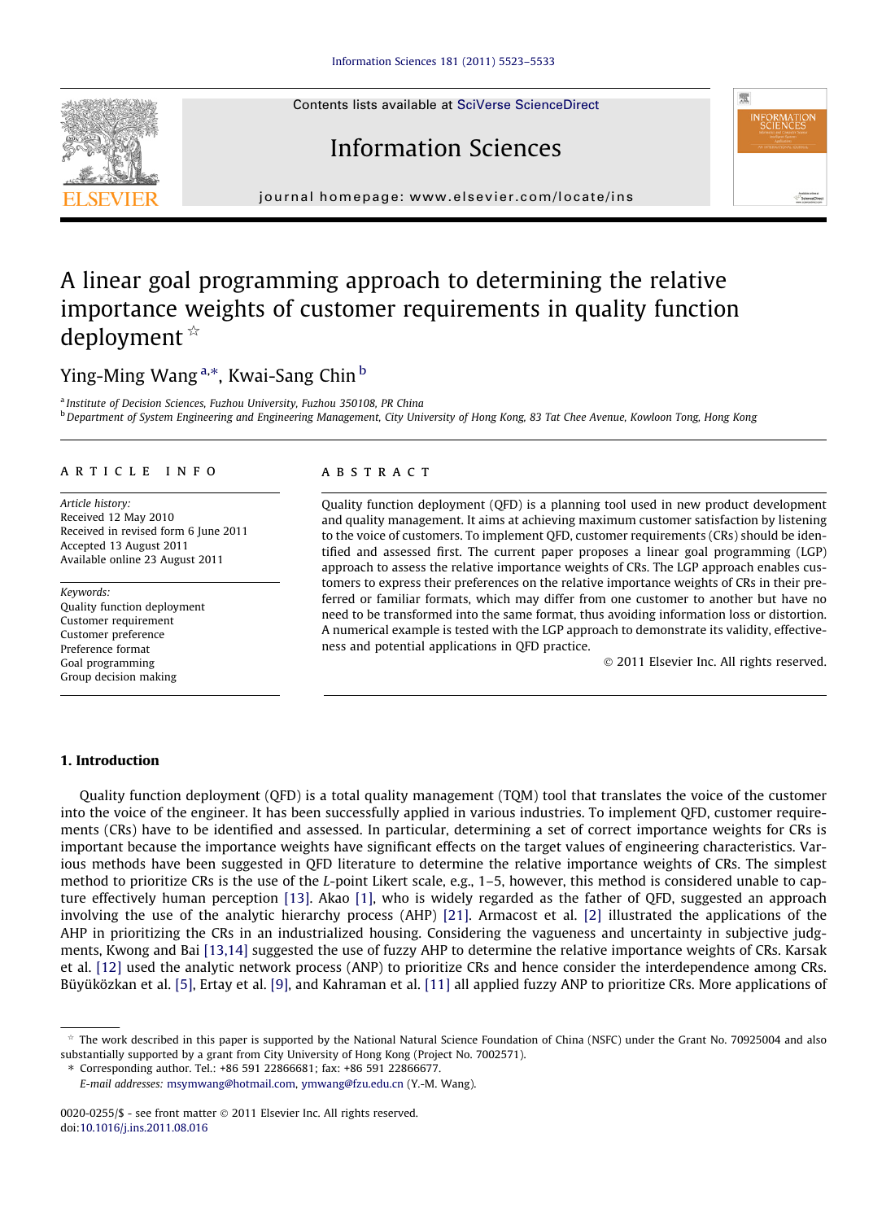# A linear goal programming approach to determining the relative importance weights of customer requirements in quality function deployment ☆

Ying-Ming Wang [a,*], Kwai-Sang Chin [b]

[a] *Institute of Decision Sciences, Fuzhou University, Fuzhou 350108, PR China*
[b] *Department of System Engineering and Engineering Management, City University of Hong Kong, 83 Tat Chee Avenue, Kowloon Tong, Hong Kong*

## ARTICLE INFO

*Article history:*
Received 12 May 2010
Received in revised form 6 June 2011
Accepted 13 August 2011
Available online 23 August 2011

*Keywords:*
Quality function deployment
Customer requirement
Customer preference
Preference format
Goal programming
Group decision making

## ABSTRACT

Quality function deployment (QFD) is a planning tool used in new product development and quality management. It aims at achieving maximum customer satisfaction by listening to the voice of customers. To implement QFD, customer requirements (CRs) should be identified and assessed first. The current paper proposes a linear goal programming (LGP) approach to assess the relative importance weights of CRs. The LGP approach enables customers to express their preferences on the relative importance weights of CRs in their preferred or familiar formats, which may differ from one customer to another but have no need to be transformed into the same format, thus avoiding information loss or distortion. A numerical example is tested with the LGP approach to demonstrate its validity, effectiveness and potential applications in QFD practice.

© 2011 Elsevier Inc. All rights reserved.

## 1. Introduction

Quality function deployment (QFD) is a total quality management (TQM) tool that translates the voice of the customer into the voice of the engineer. It has been successfully applied in various industries. To implement QFD, customer requirements (CRs) have to be identified and assessed. In particular, determining a set of correct importance weights for CRs is important because the importance weights have significant effects on the target values of engineering characteristics. Various methods have been suggested in QFD literature to determine the relative importance weights of CRs. The simplest method to prioritize CRs is the use of the *L*-point Likert scale, e.g., 1–5, however, this method is considered unable to capture effectively human perception [13]. Akao [1], who is widely regarded as the father of QFD, suggested an approach involving the use of the analytic hierarchy process (AHP) [21]. Armacost et al. [2] illustrated the applications of the AHP in prioritizing the CRs in an industrialized housing. Considering the vagueness and uncertainty in subjective judgments, Kwong and Bai [13,14] suggested the use of fuzzy AHP to determine the relative importance weights of CRs. Karsak et al. [12] used the analytic network process (ANP) to prioritize CRs and hence consider the interdependence among CRs. Büyüközkan et al. [5], Ertay et al. [9], and Kahraman et al. [11] all applied fuzzy ANP to prioritize CRs. More applications of

---

☆ The work described in this paper is supported by the National Natural Science Foundation of China (NSFC) under the Grant No. 70925004 and also substantially supported by a grant from City University of Hong Kong (Project No. 7002571).

\* Corresponding author. Tel.: +86 591 22866681; fax: +86 591 22866677.
*E-mail addresses:* msymwang@hotmail.com, ymwang@fzu.edu.cn (Y.-M. Wang).

0020-0255/$ - see front matter © 2011 Elsevier Inc. All rights reserved.
doi:10.1016/j.ins.2011.08.016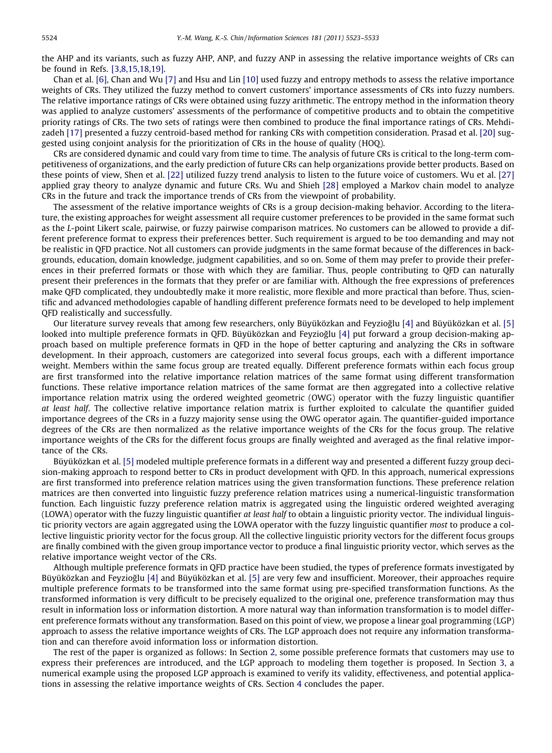the AHP and its variants, such as fuzzy AHP, ANP, and fuzzy ANP in assessing the relative importance weights of CRs can be found in Refs. [3,8,15,18,19].

Chan et al. [6], Chan and Wu [7] and Hsu and Lin [10] used fuzzy and entropy methods to assess the relative importance weights of CRs. They utilized the fuzzy method to convert customers' importance assessments of CRs into fuzzy numbers. The relative importance ratings of CRs were obtained using fuzzy arithmetic. The entropy method in the information theory was applied to analyze customers' assessments of the performance of competitive products and to obtain the competitive priority ratings of CRs. The two sets of ratings were then combined to produce the final importance ratings of CRs. Mehdizadeh [17] presented a fuzzy centroid-based method for ranking CRs with competition consideration. Prasad et al. [20] suggested using conjoint analysis for the prioritization of CRs in the house of quality (HOQ).

CRs are considered dynamic and could vary from time to time. The analysis of future CRs is critical to the long-term competitiveness of organizations, and the early prediction of future CRs can help organizations provide better products. Based on these points of view, Shen et al. [22] utilized fuzzy trend analysis to listen to the future voice of customers. Wu et al. [27] applied gray theory to analyze dynamic and future CRs. Wu and Shieh [28] employed a Markov chain model to analyze CRs in the future and track the importance trends of CRs from the viewpoint of probability.

The assessment of the relative importance weights of CRs is a group decision-making behavior. According to the literature, the existing approaches for weight assessment all require customer preferences to be provided in the same format such as the *L*-point Likert scale, pairwise, or fuzzy pairwise comparison matrices. No customers can be allowed to provide a different preference format to express their preferences better. Such requirement is argued to be too demanding and may not be realistic in QFD practice. Not all customers can provide judgments in the same format because of the differences in backgrounds, education, domain knowledge, judgment capabilities, and so on. Some of them may prefer to provide their preferences in their preferred formats or those with which they are familiar. Thus, people contributing to QFD can naturally present their preferences in the formats that they prefer or are familiar with. Although the free expressions of preferences make QFD complicated, they undoubtedly make it more realistic, more flexible and more practical than before. Thus, scientific and advanced methodologies capable of handling different preference formats need to be developed to help implement QFD realistically and successfully.

Our literature survey reveals that among few researchers, only Büyüközkan and Feyzioğlu [4] and Büyüközkan et al. [5] looked into multiple preference formats in QFD. Büyüközkan and Feyzioğlu [4] put forward a group decision-making approach based on multiple preference formats in QFD in the hope of better capturing and analyzing the CRs in software development. In their approach, customers are categorized into several focus groups, each with a different importance weight. Members within the same focus group are treated equally. Different preference formats within each focus group are first transformed into the relative importance relation matrices of the same format using different transformation functions. These relative importance relation matrices of the same format are then aggregated into a collective relative importance relation matrix using the ordered weighted geometric (OWG) operator with the fuzzy linguistic quantifier *at least half*. The collective relative importance relation matrix is further exploited to calculate the quantifier guided importance degrees of the CRs in a fuzzy majority sense using the OWG operator again. The quantifier-guided importance degrees of the CRs are then normalized as the relative importance weights of the CRs for the focus group. The relative importance weights of the CRs for the different focus groups are finally weighted and averaged as the final relative importance of the CRs.

Büyüközkan et al. [5] modeled multiple preference formats in a different way and presented a different fuzzy group decision-making approach to respond better to CRs in product development with QFD. In this approach, numerical expressions are first transformed into preference relation matrices using the given transformation functions. These preference relation matrices are then converted into linguistic fuzzy preference relation matrices using a numerical-linguistic transformation function. Each linguistic fuzzy preference relation matrix is aggregated using the linguistic ordered weighted averaging (LOWA) operator with the fuzzy linguistic quantifier *at least half* to obtain a linguistic priority vector. The individual linguistic priority vectors are again aggregated using the LOWA operator with the fuzzy linguistic quantifier *most* to produce a collective linguistic priority vector for the focus group. All the collective linguistic priority vectors for the different focus groups are finally combined with the given group importance vector to produce a final linguistic priority vector, which serves as the relative importance weight vector of the CRs.

Although multiple preference formats in QFD practice have been studied, the types of preference formats investigated by Büyüközkan and Feyzioğlu [4] and Büyüközkan et al. [5] are very few and insufficient. Moreover, their approaches require multiple preference formats to be transformed into the same format using pre-specified transformation functions. As the transformed information is very difficult to be precisely equalized to the original one, preference transformation may thus result in information loss or information distortion. A more natural way than information transformation is to model different preference formats without any transformation. Based on this point of view, we propose a linear goal programming (LGP) approach to assess the relative importance weights of CRs. The LGP approach does not require any information transformation and can therefore avoid information loss or information distortion.

The rest of the paper is organized as follows: In Section 2, some possible preference formats that customers may use to express their preferences are introduced, and the LGP approach to modeling them together is proposed. In Section 3, a numerical example using the proposed LGP approach is examined to verify its validity, effectiveness, and potential applications in assessing the relative importance weights of CRs. Section 4 concludes the paper.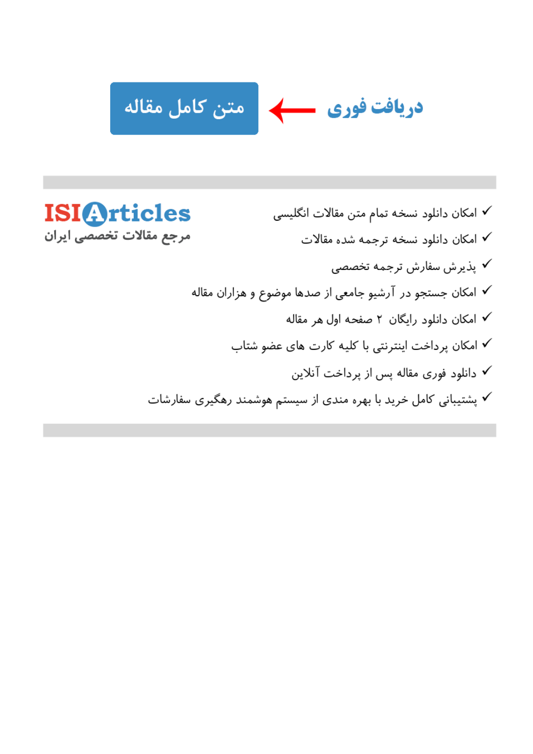دریافت فوری ← **متن کامل مقاله**

**ISIArticles**
مرجع مقالات تخصصی ایران

- ✓ امکان دانلود نسخه تمام متن مقالات انگلیسی
- ✓ امکان دانلود نسخه ترجمه شده مقالات
- ✓ پذیرش سفارش ترجمه تخصصی
- ✓ امکان جستجو در آرشیو جامعی از صدها موضوع و هزاران مقاله
- ✓ امکان دانلود رایگان ۲ صفحه اول هر مقاله
- ✓ امکان پرداخت اینترنتی با کلیه کارت های عضو شتاب
- ✓ دانلود فوری مقاله پس از پرداخت آنلاین
- ✓ پشتیبانی کامل خرید با بهره مندی از سیستم هوشمند رهگیری سفارشات